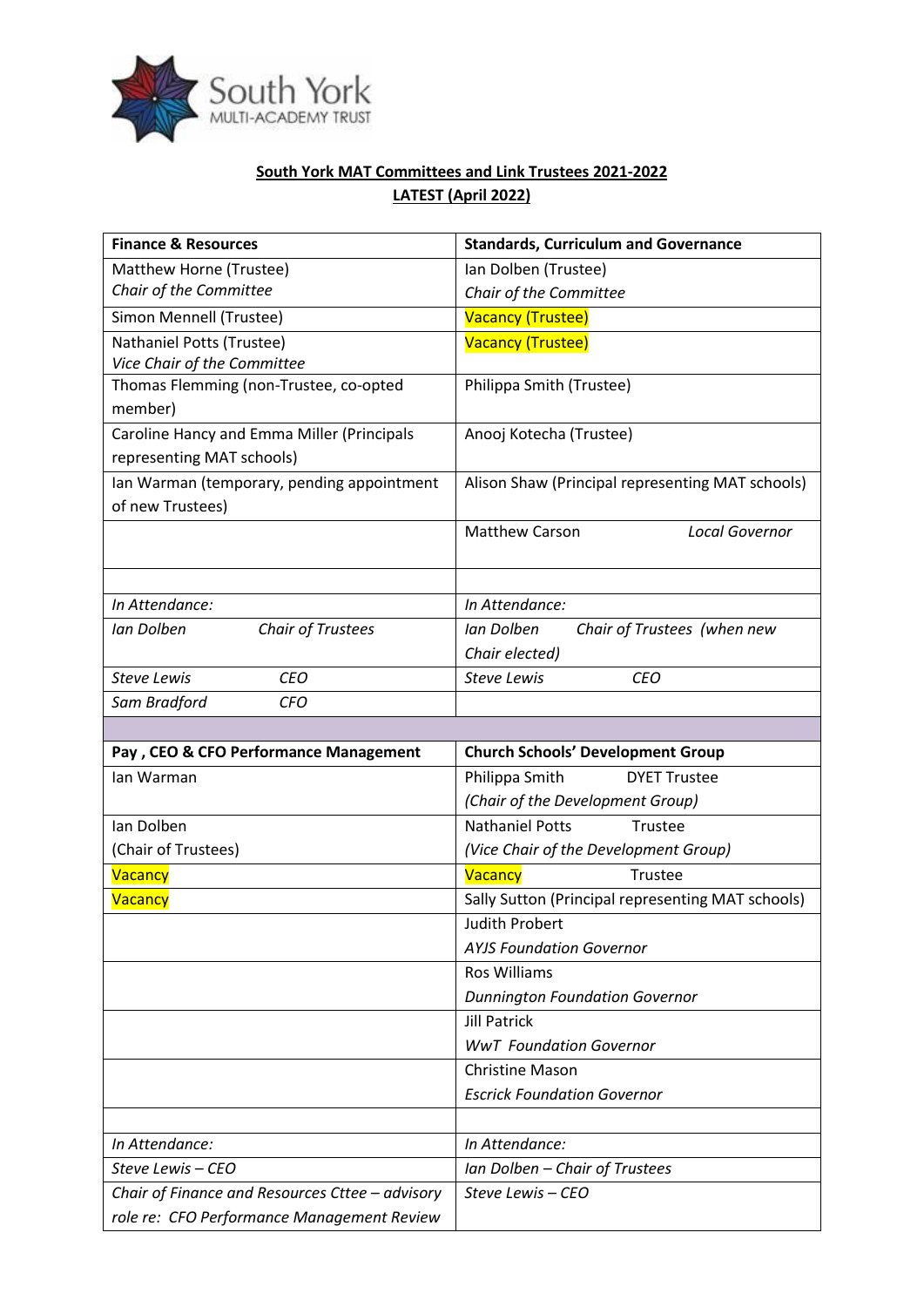**South York MAT Committees and Link Trustees 2021-2022**
**LATEST (April 2022)**

| **Finance & Resources** | **Standards, Curriculum and Governance** |
|---|---|
| Matthew Horne (Trustee) *Chair of the Committee* | Ian Dolben (Trustee) *Chair of the Committee* |
| Simon Mennell (Trustee) | Vacancy (Trustee) |
| Nathaniel Potts (Trustee) *Vice Chair of the Committee* | Vacancy (Trustee) |
| Thomas Flemming (non-Trustee, co-opted member) | Philippa Smith (Trustee) |
| Caroline Hancy and Emma Miller (Principals representing MAT schools) | Anooj Kotecha (Trustee) |
| Ian Warman (temporary, pending appointment of new Trustees) | Alison Shaw (Principal representing MAT schools) |
| | Matthew Carson *Local Governor* |
| | |
| *In Attendance:* | *In Attendance:* |
| *Ian Dolben Chair of Trustees* | *Ian Dolben Chair of Trustees (when new Chair elected)* |
| *Steve Lewis CEO* | *Steve Lewis CEO* |
| *Sam Bradford CFO* | |

| **Pay , CEO & CFO Performance Management** | **Church Schools' Development Group** |
|---|---|
| Ian Warman | Philippa Smith DYET Trustee *(Chair of the Development Group)* |
| Ian Dolben (Chair of Trustees) | Nathaniel Potts Trustee *(Vice Chair of the Development Group)* |
| Vacancy | Vacancy Trustee |
| Vacancy | Sally Sutton (Principal representing MAT schools) |
| | Judith Probert *AYJS Foundation Governor* |
| | Ros Williams *Dunnington Foundation Governor* |
| | Jill Patrick *WwT Foundation Governor* |
| | Christine Mason *Escrick Foundation Governor* |
| | |
| *In Attendance:* | *In Attendance:* |
| *Steve Lewis – CEO* | *Ian Dolben – Chair of Trustees* |
| *Chair of Finance and Resources Cttee – advisory role re: CFO Performance Management Review* | *Steve Lewis – CEO* |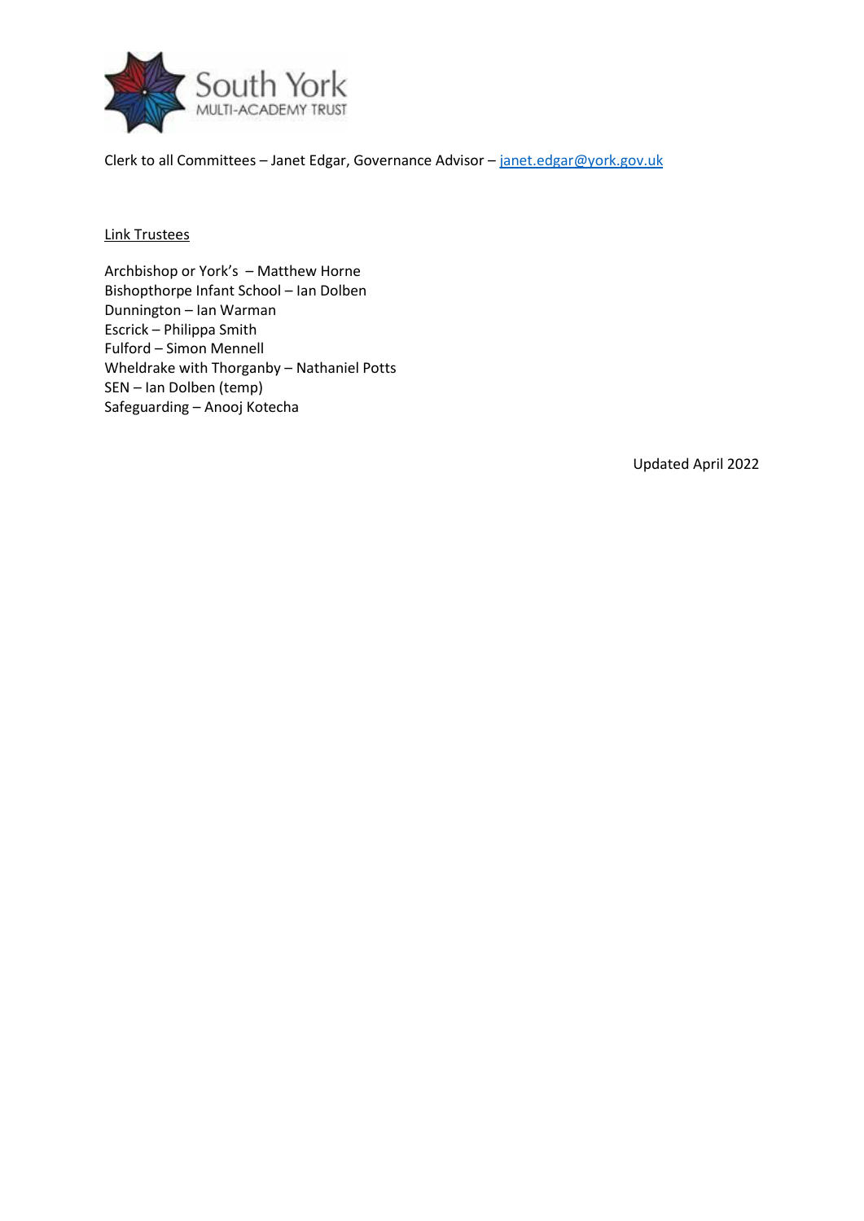Clerk to all Committees – Janet Edgar, Governance Advisor – janet.edgar@york.gov.uk

Link Trustees

Archbishop or York's – Matthew Horne
Bishopthorpe Infant School – Ian Dolben
Dunnington – Ian Warman
Escrick – Philippa Smith
Fulford – Simon Mennell
Wheldrake with Thorganby – Nathaniel Potts
SEN – Ian Dolben (temp)
Safeguarding – Anooj Kotecha

Updated April 2022